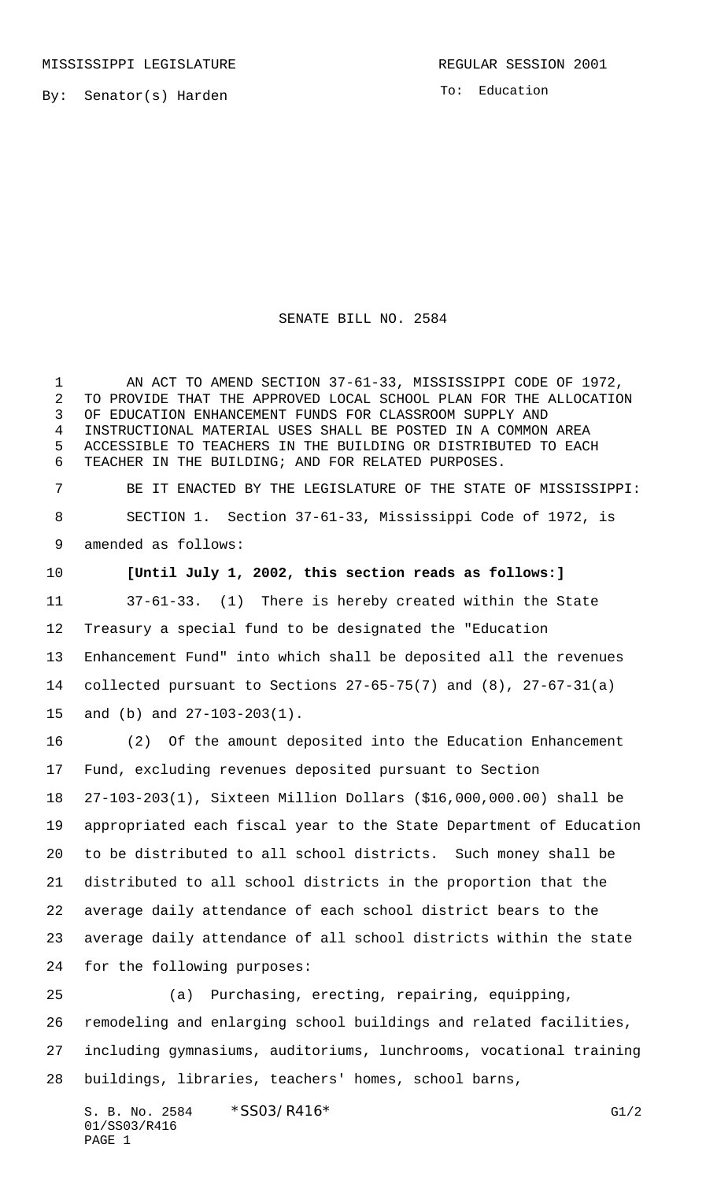MISSISSIPPI LEGISLATURE REGULAR SESSION 2001

By: Senator(s) Harden

To: Education

# SENATE BILL NO. 2584

AN ACT TO AMEND SECTION 37-61-33, MISSISSIPPI CODE OF 1972, TO PROVIDE THAT THE APPROVED LOCAL SCHOOL PLAN FOR THE ALLOCATION OF EDUCATION ENHANCEMENT FUNDS FOR CLASSROOM SUPPLY AND INSTRUCTIONAL MATERIAL USES SHALL BE POSTED IN A COMMON AREA ACCESSIBLE TO TEACHERS IN THE BUILDING OR DISTRIBUTED TO EACH TEACHER IN THE BUILDING; AND FOR RELATED PURPOSES.

BE IT ENACTED BY THE LEGISLATURE OF THE STATE OF MISSISSIPPI:

SECTION 1. Section 37-61-33, Mississippi Code of 1972, is amended as follows:

**[Until July 1, 2002, this section reads as follows:]**

37-61-33. (1) There is hereby created within the State Treasury a special fund to be designated the "Education Enhancement Fund" into which shall be deposited all the revenues collected pursuant to Sections 27-65-75(7) and (8), 27-67-31(a) and (b) and 27-103-203(1).

(2) Of the amount deposited into the Education Enhancement Fund, excluding revenues deposited pursuant to Section 27-103-203(1), Sixteen Million Dollars ($16,000,000.00) shall be appropriated each fiscal year to the State Department of Education to be distributed to all school districts. Such money shall be distributed to all school districts in the proportion that the average daily attendance of each school district bears to the average daily attendance of all school districts within the state for the following purposes:

(a) Purchasing, erecting, repairing, equipping, remodeling and enlarging school buildings and related facilities, including gymnasiums, auditoriums, lunchrooms, vocational training buildings, libraries, teachers' homes, school barns,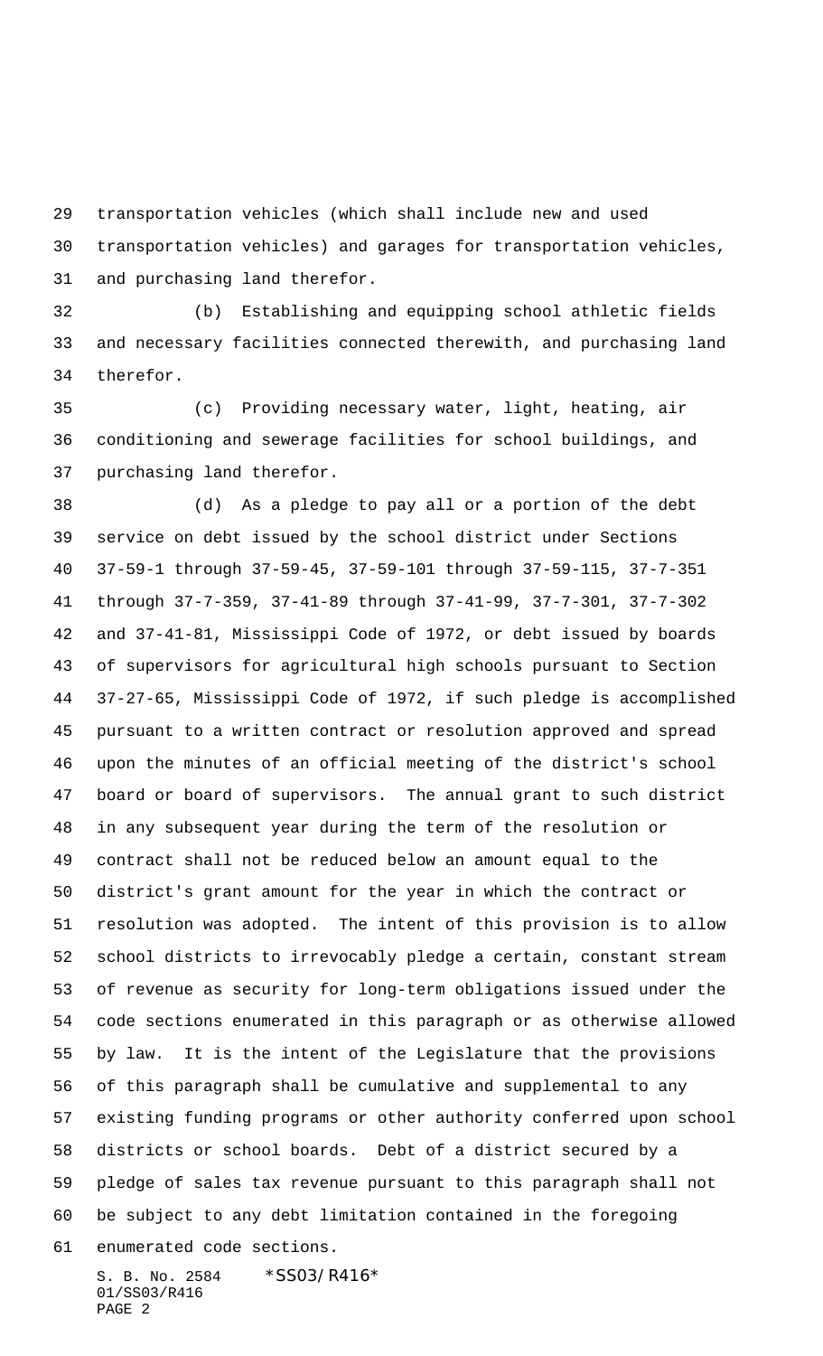transportation vehicles (which shall include new and used transportation vehicles) and garages for transportation vehicles, and purchasing land therefor.

(b) Establishing and equipping school athletic fields and necessary facilities connected therewith, and purchasing land therefor.

(c) Providing necessary water, light, heating, air conditioning and sewerage facilities for school buildings, and purchasing land therefor.

(d) As a pledge to pay all or a portion of the debt service on debt issued by the school district under Sections 37-59-1 through 37-59-45, 37-59-101 through 37-59-115, 37-7-351 through 37-7-359, 37-41-89 through 37-41-99, 37-7-301, 37-7-302 and 37-41-81, Mississippi Code of 1972, or debt issued by boards of supervisors for agricultural high schools pursuant to Section 37-27-65, Mississippi Code of 1972, if such pledge is accomplished pursuant to a written contract or resolution approved and spread upon the minutes of an official meeting of the district's school board or board of supervisors. The annual grant to such district in any subsequent year during the term of the resolution or contract shall not be reduced below an amount equal to the district's grant amount for the year in which the contract or resolution was adopted. The intent of this provision is to allow school districts to irrevocably pledge a certain, constant stream of revenue as security for long-term obligations issued under the code sections enumerated in this paragraph or as otherwise allowed by law. It is the intent of the Legislature that the provisions of this paragraph shall be cumulative and supplemental to any existing funding programs or other authority conferred upon school districts or school boards. Debt of a district secured by a pledge of sales tax revenue pursuant to this paragraph shall not be subject to any debt limitation contained in the foregoing enumerated code sections.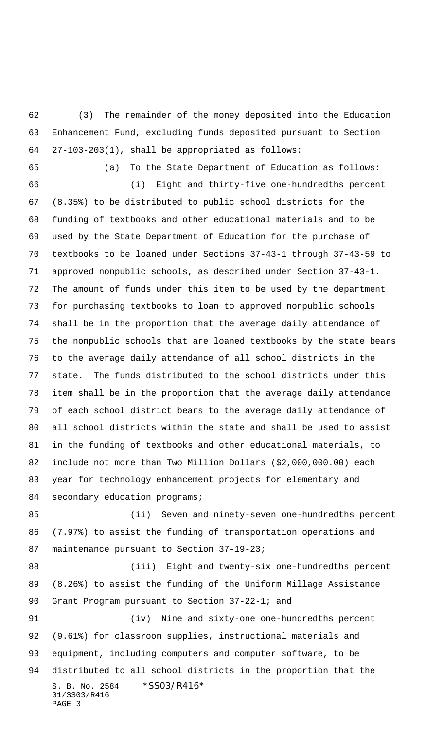(3) The remainder of the money deposited into the Education Enhancement Fund, excluding funds deposited pursuant to Section 27-103-203(1), shall be appropriated as follows:

(a) To the State Department of Education as follows:

(i) Eight and thirty-five one-hundredths percent (8.35%) to be distributed to public school districts for the funding of textbooks and other educational materials and to be used by the State Department of Education for the purchase of textbooks to be loaned under Sections 37-43-1 through 37-43-59 to approved nonpublic schools, as described under Section 37-43-1. The amount of funds under this item to be used by the department for purchasing textbooks to loan to approved nonpublic schools shall be in the proportion that the average daily attendance of the nonpublic schools that are loaned textbooks by the state bears to the average daily attendance of all school districts in the state. The funds distributed to the school districts under this item shall be in the proportion that the average daily attendance of each school district bears to the average daily attendance of all school districts within the state and shall be used to assist in the funding of textbooks and other educational materials, to include not more than Two Million Dollars ($2,000,000.00) each year for technology enhancement projects for elementary and secondary education programs;

(ii) Seven and ninety-seven one-hundredths percent (7.97%) to assist the funding of transportation operations and maintenance pursuant to Section 37-19-23;

(iii) Eight and twenty-six one-hundredths percent (8.26%) to assist the funding of the Uniform Millage Assistance Grant Program pursuant to Section 37-22-1; and

(iv) Nine and sixty-one one-hundredths percent (9.61%) for classroom supplies, instructional materials and equipment, including computers and computer software, to be distributed to all school districts in the proportion that the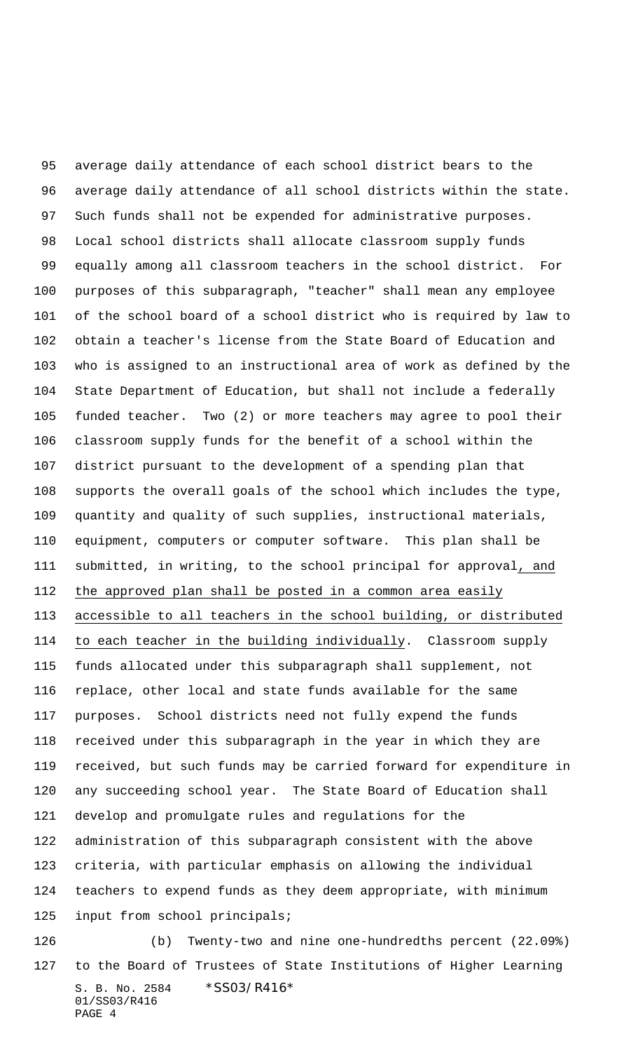average daily attendance of each school district bears to the average daily attendance of all school districts within the state. Such funds shall not be expended for administrative purposes. Local school districts shall allocate classroom supply funds equally among all classroom teachers in the school district. For purposes of this subparagraph, "teacher" shall mean any employee of the school board of a school district who is required by law to obtain a teacher's license from the State Board of Education and who is assigned to an instructional area of work as defined by the State Department of Education, but shall not include a federally funded teacher. Two (2) or more teachers may agree to pool their classroom supply funds for the benefit of a school within the district pursuant to the development of a spending plan that supports the overall goals of the school which includes the type, quantity and quality of such supplies, instructional materials, equipment, computers or computer software. This plan shall be submitted, in writing, to the school principal for approval<u>, and the approved plan shall be posted in a common area easily accessible to all teachers in the school building, or distributed to each teacher in the building individually</u>. Classroom supply funds allocated under this subparagraph shall supplement, not replace, other local and state funds available for the same purposes. School districts need not fully expend the funds received under this subparagraph in the year in which they are received, but such funds may be carried forward for expenditure in any succeeding school year. The State Board of Education shall develop and promulgate rules and regulations for the administration of this subparagraph consistent with the above criteria, with particular emphasis on allowing the individual teachers to expend funds as they deem appropriate, with minimum input from school principals;

(b) Twenty-two and nine one-hundredths percent (22.09%) to the Board of Trustees of State Institutions of Higher Learning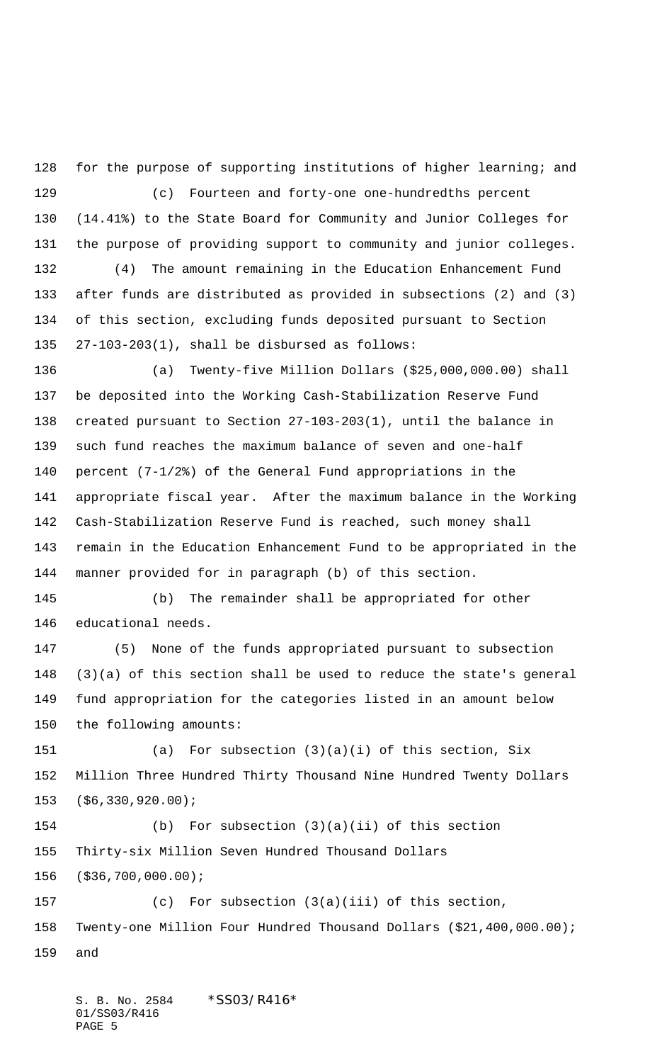for the purpose of supporting institutions of higher learning; and

(c) Fourteen and forty-one one-hundredths percent (14.41%) to the State Board for Community and Junior Colleges for the purpose of providing support to community and junior colleges.

(4) The amount remaining in the Education Enhancement Fund after funds are distributed as provided in subsections (2) and (3) of this section, excluding funds deposited pursuant to Section 27-103-203(1), shall be disbursed as follows:

(a) Twenty-five Million Dollars ($25,000,000.00) shall be deposited into the Working Cash-Stabilization Reserve Fund created pursuant to Section 27-103-203(1), until the balance in such fund reaches the maximum balance of seven and one-half percent (7-1/2%) of the General Fund appropriations in the appropriate fiscal year. After the maximum balance in the Working Cash-Stabilization Reserve Fund is reached, such money shall remain in the Education Enhancement Fund to be appropriated in the manner provided for in paragraph (b) of this section.

(b) The remainder shall be appropriated for other educational needs.

(5) None of the funds appropriated pursuant to subsection (3)(a) of this section shall be used to reduce the state's general fund appropriation for the categories listed in an amount below the following amounts:

(a) For subsection (3)(a)(i) of this section, Six Million Three Hundred Thirty Thousand Nine Hundred Twenty Dollars ($6,330,920.00);

(b) For subsection (3)(a)(ii) of this section Thirty-six Million Seven Hundred Thousand Dollars ($36,700,000.00);

(c) For subsection (3(a)(iii) of this section, Twenty-one Million Four Hundred Thousand Dollars ($21,400,000.00); and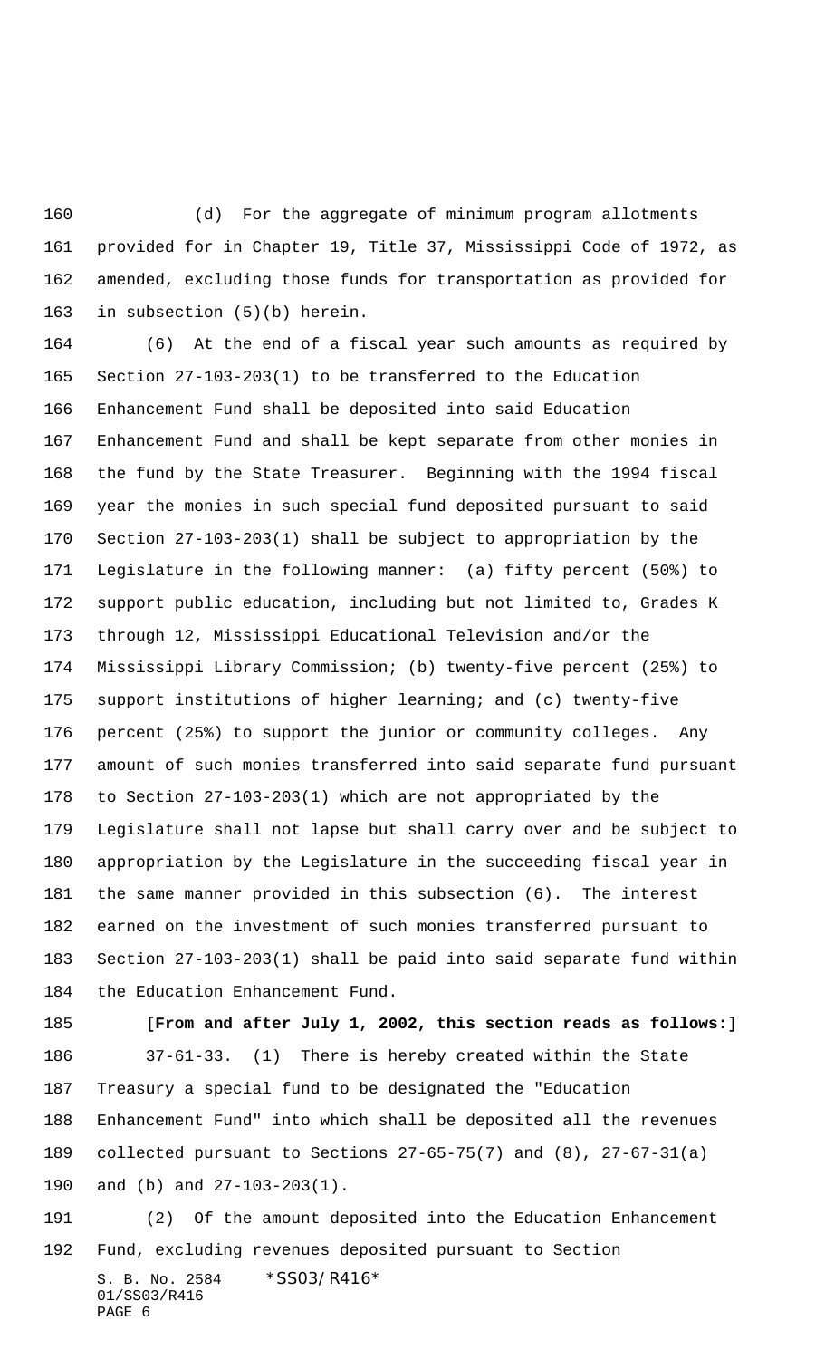(d) For the aggregate of minimum program allotments provided for in Chapter 19, Title 37, Mississippi Code of 1972, as amended, excluding those funds for transportation as provided for in subsection (5)(b) herein.

(6) At the end of a fiscal year such amounts as required by Section 27-103-203(1) to be transferred to the Education Enhancement Fund shall be deposited into said Education Enhancement Fund and shall be kept separate from other monies in the fund by the State Treasurer. Beginning with the 1994 fiscal year the monies in such special fund deposited pursuant to said Section 27-103-203(1) shall be subject to appropriation by the Legislature in the following manner: (a) fifty percent (50%) to support public education, including but not limited to, Grades K through 12, Mississippi Educational Television and/or the Mississippi Library Commission; (b) twenty-five percent (25%) to support institutions of higher learning; and (c) twenty-five percent (25%) to support the junior or community colleges. Any amount of such monies transferred into said separate fund pursuant to Section 27-103-203(1) which are not appropriated by the Legislature shall not lapse but shall carry over and be subject to appropriation by the Legislature in the succeeding fiscal year in the same manner provided in this subsection (6). The interest earned on the investment of such monies transferred pursuant to Section 27-103-203(1) shall be paid into said separate fund within the Education Enhancement Fund.

**[From and after July 1, 2002, this section reads as follows:]**

37-61-33. (1) There is hereby created within the State Treasury a special fund to be designated the "Education Enhancement Fund" into which shall be deposited all the revenues collected pursuant to Sections 27-65-75(7) and (8), 27-67-31(a) and (b) and 27-103-203(1).

(2) Of the amount deposited into the Education Enhancement Fund, excluding revenues deposited pursuant to Section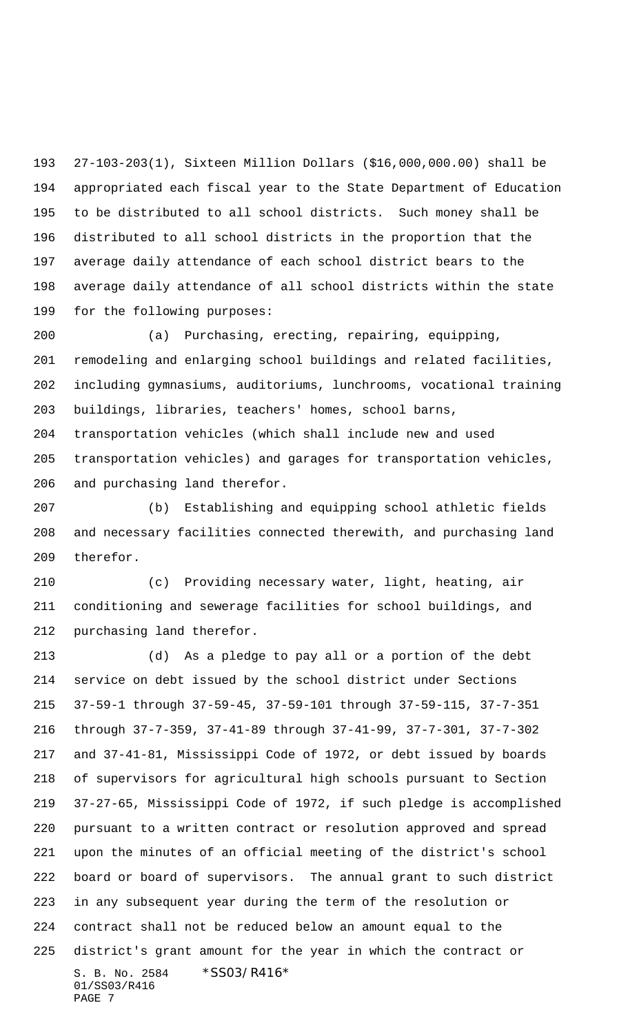27-103-203(1), Sixteen Million Dollars ($16,000,000.00) shall be appropriated each fiscal year to the State Department of Education to be distributed to all school districts. Such money shall be distributed to all school districts in the proportion that the average daily attendance of each school district bears to the average daily attendance of all school districts within the state for the following purposes:

(a) Purchasing, erecting, repairing, equipping, remodeling and enlarging school buildings and related facilities, including gymnasiums, auditoriums, lunchrooms, vocational training buildings, libraries, teachers' homes, school barns, transportation vehicles (which shall include new and used transportation vehicles) and garages for transportation vehicles, and purchasing land therefor.

(b) Establishing and equipping school athletic fields and necessary facilities connected therewith, and purchasing land therefor.

(c) Providing necessary water, light, heating, air conditioning and sewerage facilities for school buildings, and purchasing land therefor.

(d) As a pledge to pay all or a portion of the debt service on debt issued by the school district under Sections 37-59-1 through 37-59-45, 37-59-101 through 37-59-115, 37-7-351 through 37-7-359, 37-41-89 through 37-41-99, 37-7-301, 37-7-302 and 37-41-81, Mississippi Code of 1972, or debt issued by boards of supervisors for agricultural high schools pursuant to Section 37-27-65, Mississippi Code of 1972, if such pledge is accomplished pursuant to a written contract or resolution approved and spread upon the minutes of an official meeting of the district's school board or board of supervisors. The annual grant to such district in any subsequent year during the term of the resolution or contract shall not be reduced below an amount equal to the district's grant amount for the year in which the contract or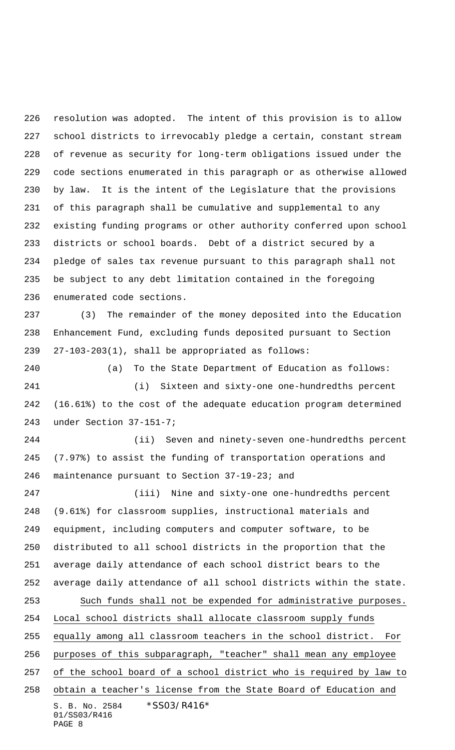resolution was adopted. The intent of this provision is to allow school districts to irrevocably pledge a certain, constant stream of revenue as security for long-term obligations issued under the code sections enumerated in this paragraph or as otherwise allowed by law. It is the intent of the Legislature that the provisions of this paragraph shall be cumulative and supplemental to any existing funding programs or other authority conferred upon school districts or school boards. Debt of a district secured by a pledge of sales tax revenue pursuant to this paragraph shall not be subject to any debt limitation contained in the foregoing enumerated code sections.

(3) The remainder of the money deposited into the Education Enhancement Fund, excluding funds deposited pursuant to Section 27-103-203(1), shall be appropriated as follows:

(a) To the State Department of Education as follows:

(i) Sixteen and sixty-one one-hundredths percent (16.61%) to the cost of the adequate education program determined under Section 37-151-7;

(ii) Seven and ninety-seven one-hundredths percent (7.97%) to assist the funding of transportation operations and maintenance pursuant to Section 37-19-23; and

(iii) Nine and sixty-one one-hundredths percent (9.61%) for classroom supplies, instructional materials and equipment, including computers and computer software, to be distributed to all school districts in the proportion that the average daily attendance of each school district bears to the average daily attendance of all school districts within the state. Such funds shall not be expended for administrative purposes. Local school districts shall allocate classroom supply funds equally among all classroom teachers in the school district. For purposes of this subparagraph, "teacher" shall mean any employee of the school board of a school district who is required by law to obtain a teacher's license from the State Board of Education and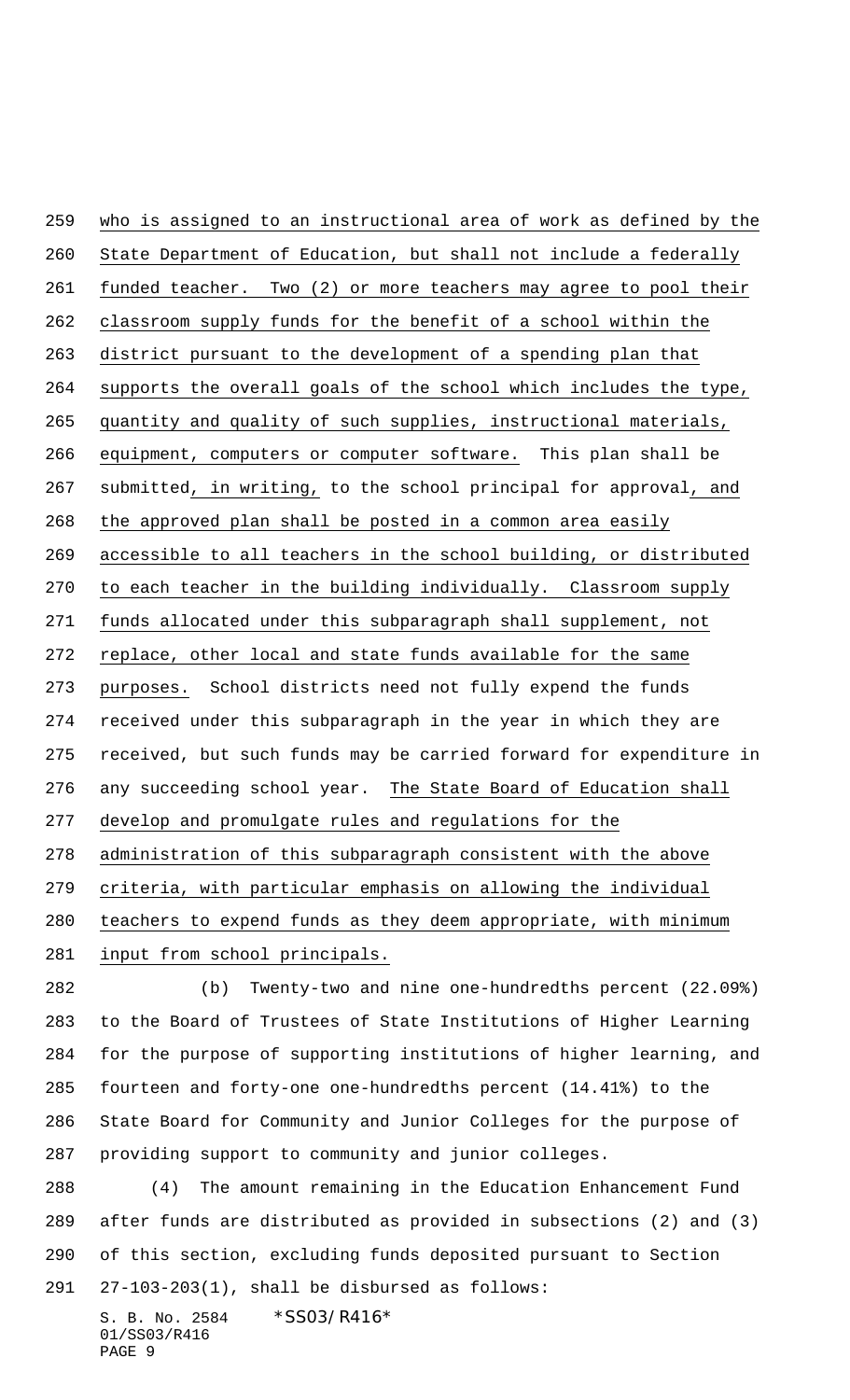who is assigned to an instructional area of work as defined by the State Department of Education, but shall not include a federally funded teacher. Two (2) or more teachers may agree to pool their classroom supply funds for the benefit of a school within the district pursuant to the development of a spending plan that supports the overall goals of the school which includes the type, quantity and quality of such supplies, instructional materials, equipment, computers or computer software. This plan shall be submitted, in writing, to the school principal for approval, and the approved plan shall be posted in a common area easily accessible to all teachers in the school building, or distributed to each teacher in the building individually. Classroom supply funds allocated under this subparagraph shall supplement, not replace, other local and state funds available for the same purposes. School districts need not fully expend the funds received under this subparagraph in the year in which they are received, but such funds may be carried forward for expenditure in any succeeding school year. The State Board of Education shall develop and promulgate rules and regulations for the administration of this subparagraph consistent with the above criteria, with particular emphasis on allowing the individual teachers to expend funds as they deem appropriate, with minimum input from school principals.

(b) Twenty-two and nine one-hundredths percent (22.09%) to the Board of Trustees of State Institutions of Higher Learning for the purpose of supporting institutions of higher learning, and fourteen and forty-one one-hundredths percent (14.41%) to the State Board for Community and Junior Colleges for the purpose of providing support to community and junior colleges.

(4) The amount remaining in the Education Enhancement Fund after funds are distributed as provided in subsections (2) and (3) of this section, excluding funds deposited pursuant to Section 27-103-203(1), shall be disbursed as follows: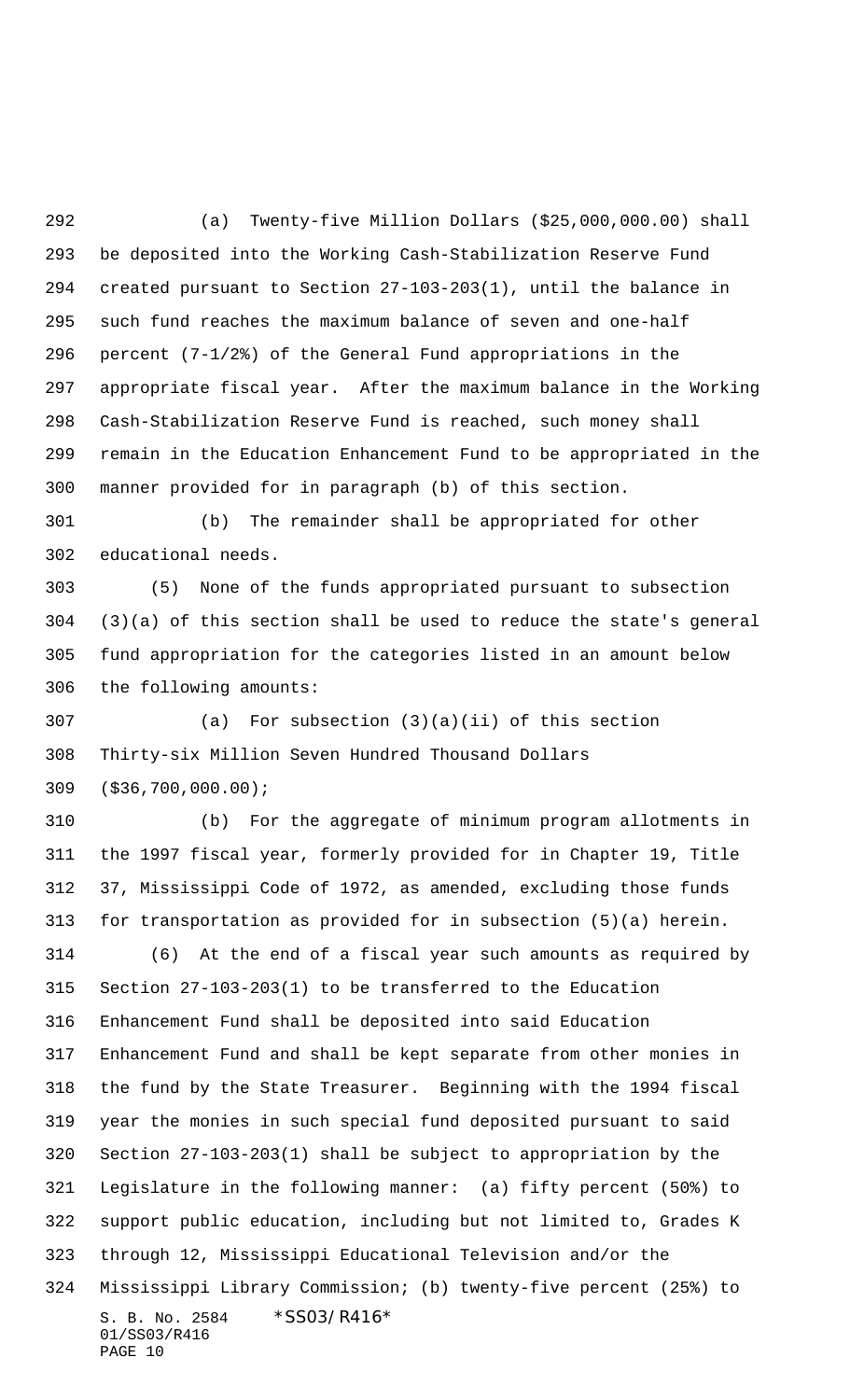(a) Twenty-five Million Dollars ($25,000,000.00) shall be deposited into the Working Cash-Stabilization Reserve Fund created pursuant to Section 27-103-203(1), until the balance in such fund reaches the maximum balance of seven and one-half percent (7-1/2%) of the General Fund appropriations in the appropriate fiscal year. After the maximum balance in the Working Cash-Stabilization Reserve Fund is reached, such money shall remain in the Education Enhancement Fund to be appropriated in the manner provided for in paragraph (b) of this section.

(b) The remainder shall be appropriated for other educational needs.

(5) None of the funds appropriated pursuant to subsection (3)(a) of this section shall be used to reduce the state's general fund appropriation for the categories listed in an amount below the following amounts:

(a) For subsection (3)(a)(ii) of this section Thirty-six Million Seven Hundred Thousand Dollars ($36,700,000.00);

(b) For the aggregate of minimum program allotments in the 1997 fiscal year, formerly provided for in Chapter 19, Title 37, Mississippi Code of 1972, as amended, excluding those funds for transportation as provided for in subsection (5)(a) herein.

(6) At the end of a fiscal year such amounts as required by Section 27-103-203(1) to be transferred to the Education Enhancement Fund shall be deposited into said Education Enhancement Fund and shall be kept separate from other monies in the fund by the State Treasurer. Beginning with the 1994 fiscal year the monies in such special fund deposited pursuant to said Section 27-103-203(1) shall be subject to appropriation by the Legislature in the following manner: (a) fifty percent (50%) to support public education, including but not limited to, Grades K through 12, Mississippi Educational Television and/or the Mississippi Library Commission; (b) twenty-five percent (25%) to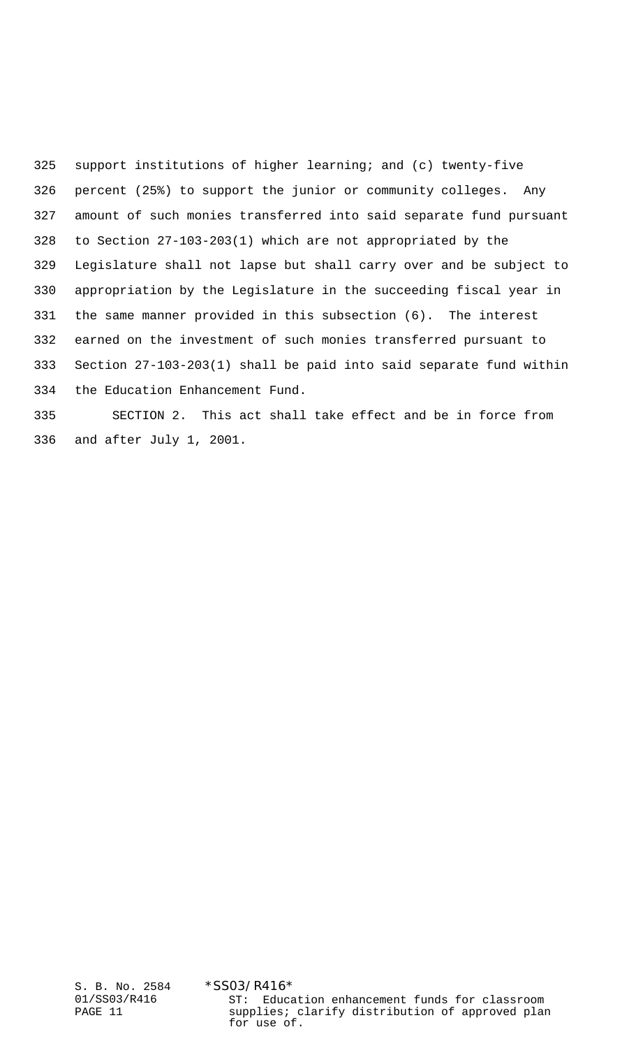support institutions of higher learning; and (c) twenty-five percent (25%) to support the junior or community colleges. Any amount of such monies transferred into said separate fund pursuant to Section 27-103-203(1) which are not appropriated by the Legislature shall not lapse but shall carry over and be subject to appropriation by the Legislature in the succeeding fiscal year in the same manner provided in this subsection (6). The interest earned on the investment of such monies transferred pursuant to Section 27-103-203(1) shall be paid into said separate fund within the Education Enhancement Fund.

SECTION 2. This act shall take effect and be in force from and after July 1, 2001.

ST: Education enhancement funds for classroom supplies; clarify distribution of approved plan for use of.